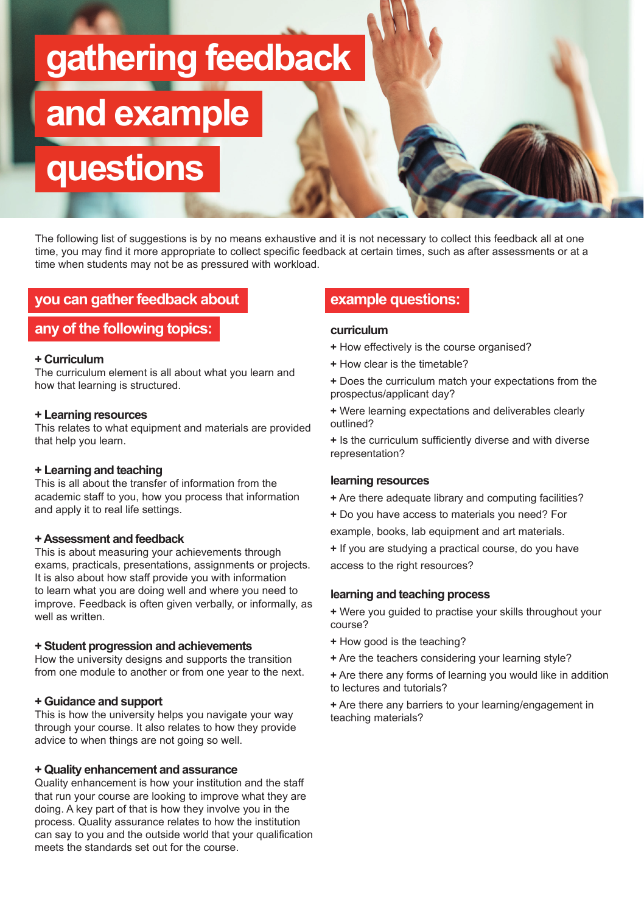# gathering feedback and example questions

The following list of suggestions is by no means exhaustive and it is not necessary to collect this feedback all at one time, you may find it more appropriate to collect specific feedback at certain times, such as after assessments or at a time when students may not be as pressured with workload.

## you can gather feedback about any of the following topics:

**+ Curriculum**
The curriculum element is all about what you learn and how that learning is structured.

**+ Learning resources**
This relates to what equipment and materials are provided that help you learn.

**+ Learning and teaching**
This is all about the transfer of information from the academic staff to you, how you process that information and apply it to real life settings.

**+ Assessment and feedback**
This is about measuring your achievements through exams, practicals, presentations, assignments or projects. It is also about how staff provide you with information to learn what you are doing well and where you need to improve. Feedback is often given verbally, or informally, as well as written.

**+ Student progression and achievements**
How the university designs and supports the transition from one module to another or from one year to the next.

**+ Guidance and support**
This is how the university helps you navigate your way through your course. It also relates to how they provide advice to when things are not going so well.

**+ Quality enhancement and assurance**
Quality enhancement is how your institution and the staff that run your course are looking to improve what they are doing. A key part of that is how they involve you in the process. Quality assurance relates to how the institution can say to you and the outside world that your qualification meets the standards set out for the course.

## example questions:

### curriculum

+ How effectively is the course organised?
+ How clear is the timetable?
+ Does the curriculum match your expectations from the prospectus/applicant day?
+ Were learning expectations and deliverables clearly outlined?
+ Is the curriculum sufficiently diverse and with diverse representation?

### learning resources

+ Are there adequate library and computing facilities?
+ Do you have access to materials you need? For example, books, lab equipment and art materials.
+ If you are studying a practical course, do you have access to the right resources?

### learning and teaching process

+ Were you guided to practise your skills throughout your course?
+ How good is the teaching?
+ Are the teachers considering your learning style?
+ Are there any forms of learning you would like in addition to lectures and tutorials?
+ Are there any barriers to your learning/engagement in teaching materials?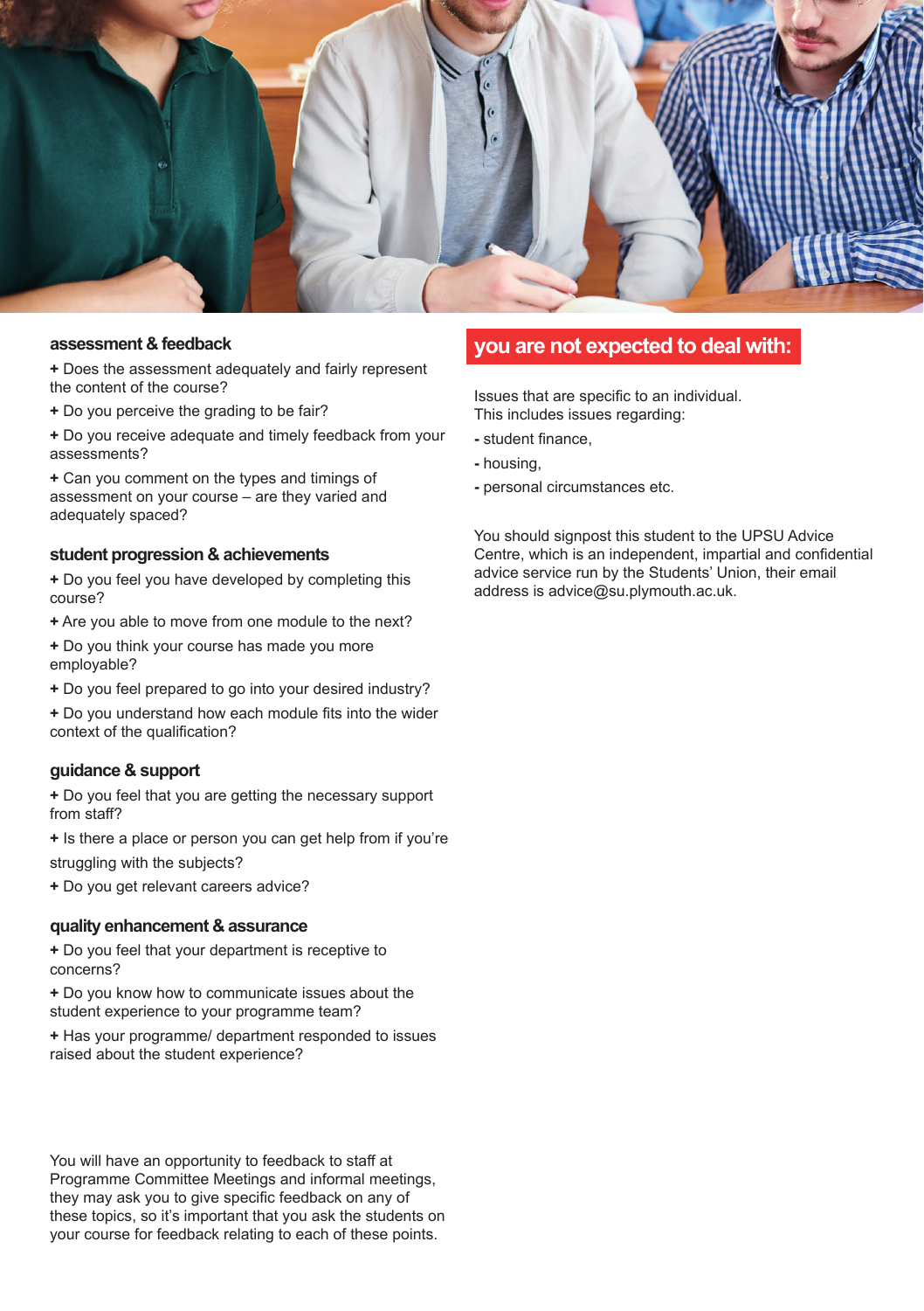## assessment & feedback

+ Does the assessment adequately and fairly represent the content of the course?

+ Do you perceive the grading to be fair?

+ Do you receive adequate and timely feedback from your assessments?

+ Can you comment on the types and timings of assessment on your course – are they varied and adequately spaced?

## student progression & achievements

+ Do you feel you have developed by completing this course?

+ Are you able to move from one module to the next?

+ Do you think your course has made you more employable?

+ Do you feel prepared to go into your desired industry?

+ Do you understand how each module fits into the wider context of the qualification?

## guidance & support

+ Do you feel that you are getting the necessary support from staff?

+ Is there a place or person you can get help from if you're struggling with the subjects?

+ Do you get relevant careers advice?

## quality enhancement & assurance

+ Do you feel that your department is receptive to concerns?

+ Do you know how to communicate issues about the student experience to your programme team?

+ Has your programme/ department responded to issues raised about the student experience?

You will have an opportunity to feedback to staff at Programme Committee Meetings and informal meetings, they may ask you to give specific feedback on any of these topics, so it's important that you ask the students on your course for feedback relating to each of these points.

## you are not expected to deal with:

Issues that are specific to an individual.
This includes issues regarding:

- student finance,
- housing,
- personal circumstances etc.

You should signpost this student to the UPSU Advice Centre, which is an independent, impartial and confidential advice service run by the Students' Union, their email address is advice@su.plymouth.ac.uk.